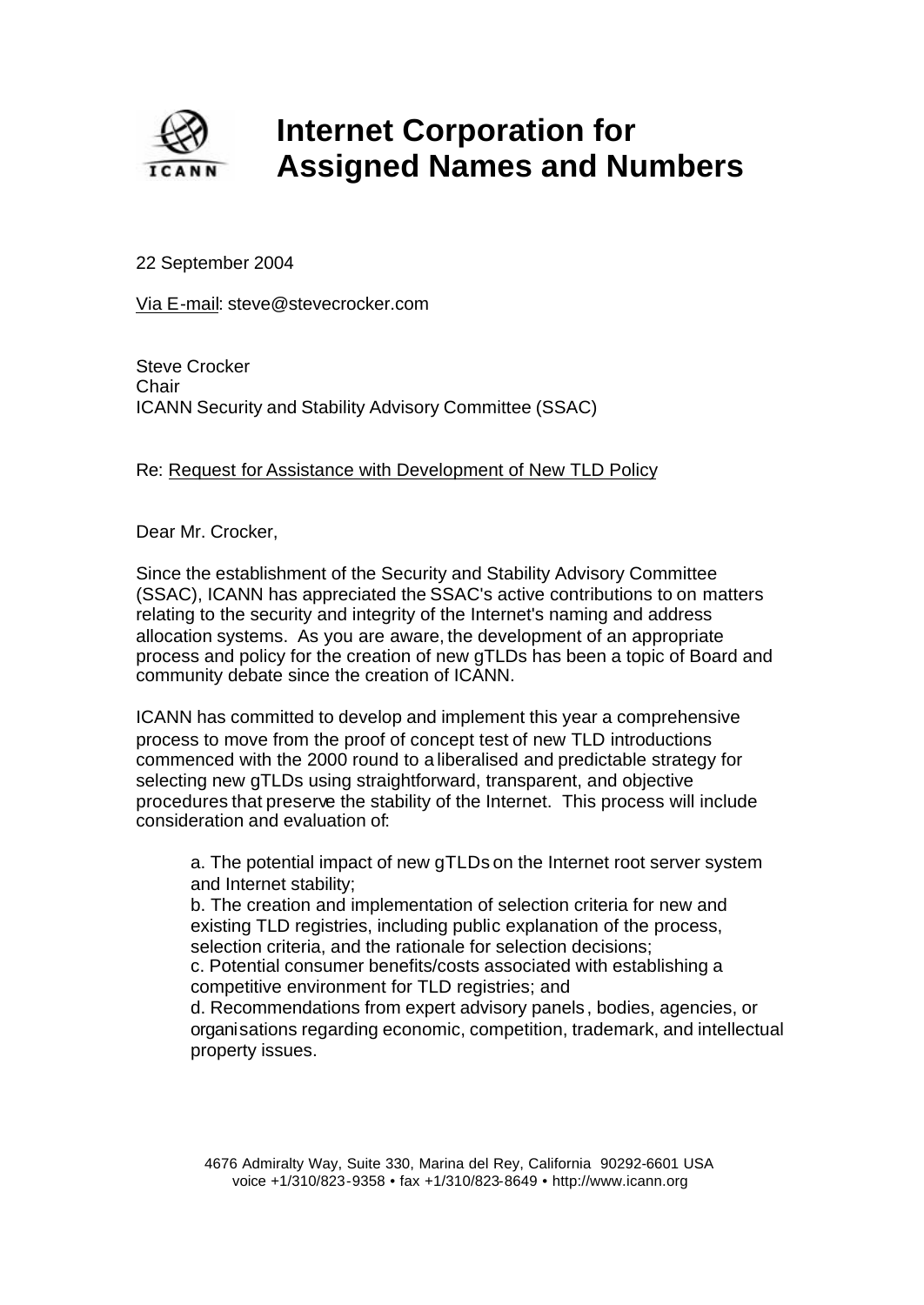# Internet Corporation for Assigned Names and Numbers

22 September 2004

Via E-mail: steve@stevecrocker.com

Steve Crocker
Chair
ICANN Security and Stability Advisory Committee (SSAC)

Re: Request for Assistance with Development of New TLD Policy

Dear Mr. Crocker,

Since the establishment of the Security and Stability Advisory Committee (SSAC), ICANN has appreciated the SSAC's active contributions to on matters relating to the security and integrity of the Internet's naming and address allocation systems. As you are aware, the development of an appropriate process and policy for the creation of new gTLDs has been a topic of Board and community debate since the creation of ICANN.

ICANN has committed to develop and implement this year a comprehensive process to move from the proof of concept test of new TLD introductions commenced with the 2000 round to a liberalised and predictable strategy for selecting new gTLDs using straightforward, transparent, and objective procedures that preserve the stability of the Internet. This process will include consideration and evaluation of:

a. The potential impact of new gTLDs on the Internet root server system and Internet stability;
b. The creation and implementation of selection criteria for new and existing TLD registries, including public explanation of the process, selection criteria, and the rationale for selection decisions;
c. Potential consumer benefits/costs associated with establishing a competitive environment for TLD registries; and
d. Recommendations from expert advisory panels, bodies, agencies, or organisations regarding economic, competition, trademark, and intellectual property issues.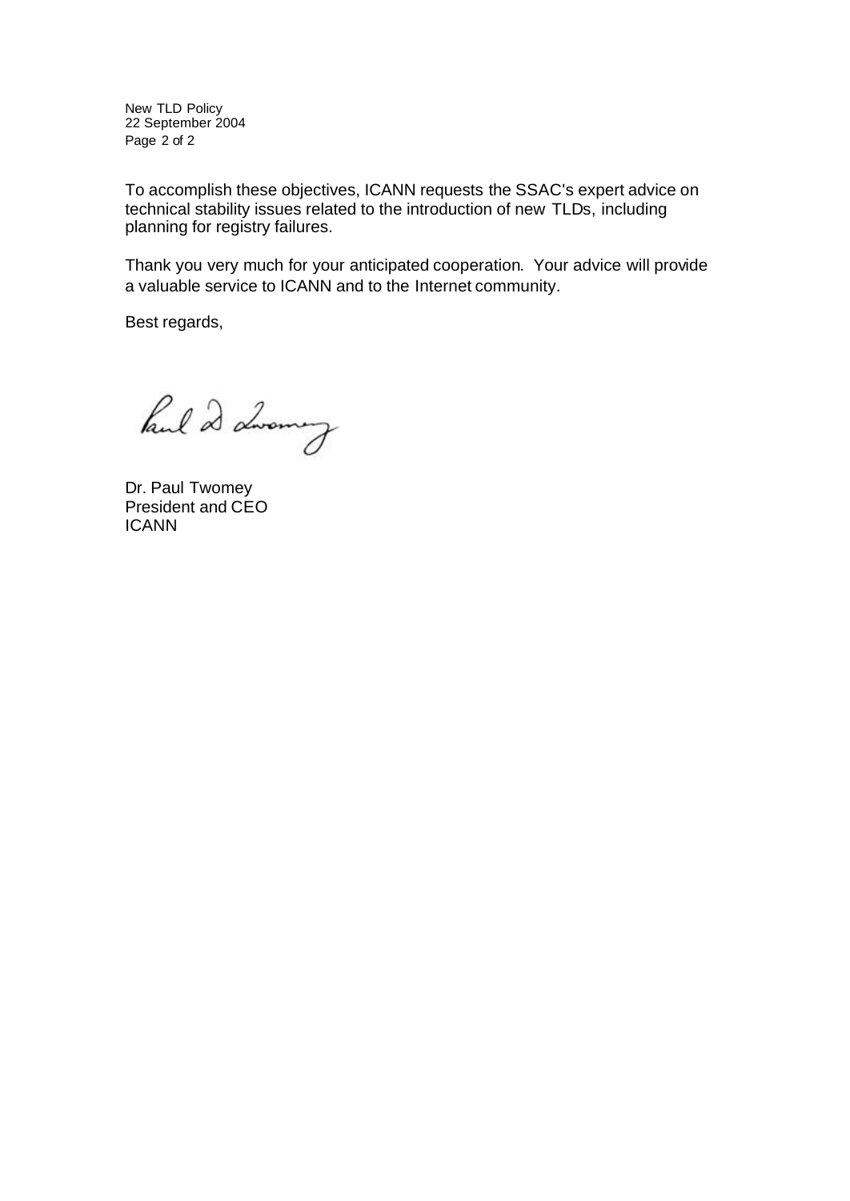To accomplish these objectives, ICANN requests the SSAC's expert advice on technical stability issues related to the introduction of new TLDs, including planning for registry failures.

Thank you very much for your anticipated cooperation. Your advice will provide a valuable service to ICANN and to the Internet community.

Best regards,

Dr. Paul Twomey
President and CEO
ICANN